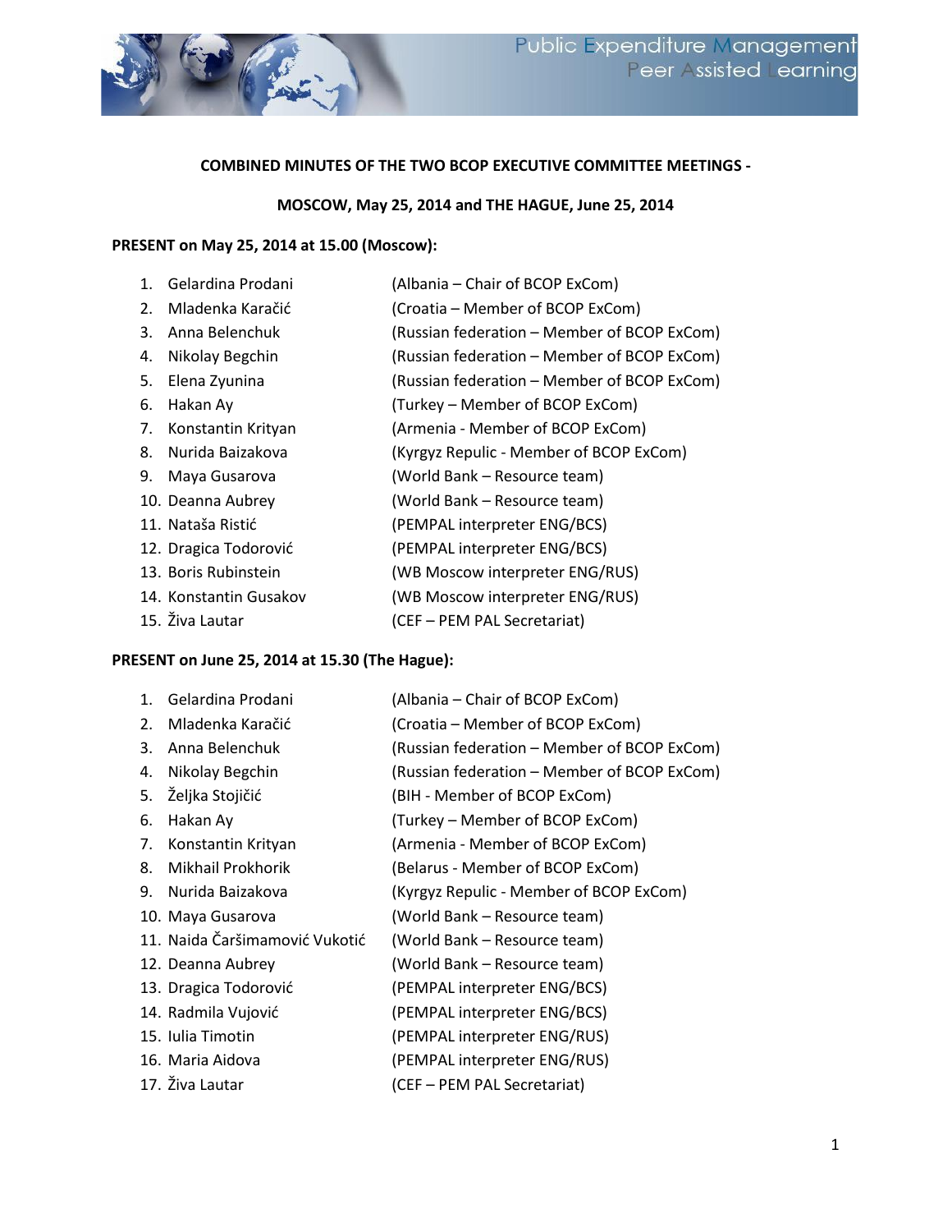**COMBINED MINUTES OF THE TWO BCOP EXECUTIVE COMMITTEE MEETINGS -**

**MOSCOW, May 25, 2014 and THE HAGUE, June 25, 2014**

**PRESENT on May 25, 2014 at 15.00 (Moscow):**

1. Gelardina Prodani (Albania – Chair of BCOP ExCom)
2. Mladenka Karačić (Croatia – Member of BCOP ExCom)
3. Anna Belenchuk (Russian federation – Member of BCOP ExCom)
4. Nikolay Begchin (Russian federation – Member of BCOP ExCom)
5. Elena Zyunina (Russian federation – Member of BCOP ExCom)
6. Hakan Ay (Turkey – Member of BCOP ExCom)
7. Konstantin Krityan (Armenia - Member of BCOP ExCom)
8. Nurida Baizakova (Kyrgyz Repulic - Member of BCOP ExCom)
9. Maya Gusarova (World Bank – Resource team)
10. Deanna Aubrey (World Bank – Resource team)
11. Nataša Ristić (PEMPAL interpreter ENG/BCS)
12. Dragica Todorović (PEMPAL interpreter ENG/BCS)
13. Boris Rubinstein (WB Moscow interpreter ENG/RUS)
14. Konstantin Gusakov (WB Moscow interpreter ENG/RUS)
15. Živa Lautar (CEF – PEM PAL Secretariat)

**PRESENT on June 25, 2014 at 15.30 (The Hague):**

1. Gelardina Prodani (Albania – Chair of BCOP ExCom)
2. Mladenka Karačić (Croatia – Member of BCOP ExCom)
3. Anna Belenchuk (Russian federation – Member of BCOP ExCom)
4. Nikolay Begchin (Russian federation – Member of BCOP ExCom)
5. Željka Stojičić (BIH - Member of BCOP ExCom)
6. Hakan Ay (Turkey – Member of BCOP ExCom)
7. Konstantin Krityan (Armenia - Member of BCOP ExCom)
8. Mikhail Prokhorik (Belarus - Member of BCOP ExCom)
9. Nurida Baizakova (Kyrgyz Repulic - Member of BCOP ExCom)
10. Maya Gusarova (World Bank – Resource team)
11. Naida Čaršimamović Vukotić (World Bank – Resource team)
12. Deanna Aubrey (World Bank – Resource team)
13. Dragica Todorović (PEMPAL interpreter ENG/BCS)
14. Radmila Vujović (PEMPAL interpreter ENG/BCS)
15. Iulia Timotin (PEMPAL interpreter ENG/RUS)
16. Maria Aidova (PEMPAL interpreter ENG/RUS)
17. Živa Lautar (CEF – PEM PAL Secretariat)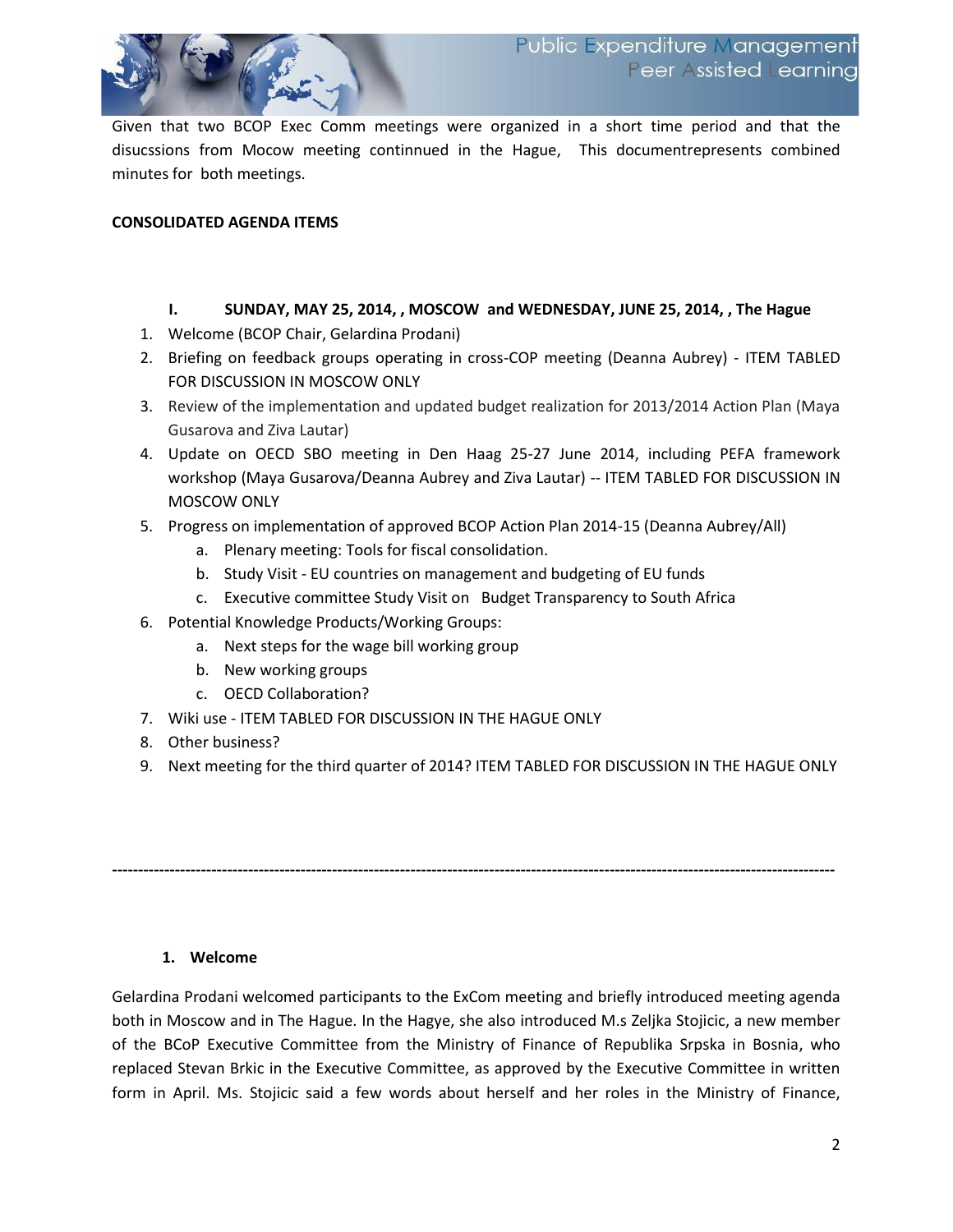Given that two BCOP Exec Comm meetings were organized in a short time period and that the disucssions from Mocow meeting continnued in the Hague, This documentrepresents combined minutes for both meetings.

**CONSOLIDATED AGENDA ITEMS**

**I. SUNDAY, MAY 25, 2014, , MOSCOW and WEDNESDAY, JUNE 25, 2014, , The Hague**

1. Welcome (BCOP Chair, Gelardina Prodani)
2. Briefing on feedback groups operating in cross-COP meeting (Deanna Aubrey) - ITEM TABLED FOR DISCUSSION IN MOSCOW ONLY
3. Review of the implementation and updated budget realization for 2013/2014 Action Plan (Maya Gusarova and Ziva Lautar)
4. Update on OECD SBO meeting in Den Haag 25-27 June 2014, including PEFA framework workshop (Maya Gusarova/Deanna Aubrey and Ziva Lautar) -- ITEM TABLED FOR DISCUSSION IN MOSCOW ONLY
5. Progress on implementation of approved BCOP Action Plan 2014-15 (Deanna Aubrey/All)
   a. Plenary meeting: Tools for fiscal consolidation.
   b. Study Visit - EU countries on management and budgeting of EU funds
   c. Executive committee Study Visit on Budget Transparency to South Africa
6. Potential Knowledge Products/Working Groups:
   a. Next steps for the wage bill working group
   b. New working groups
   c. OECD Collaboration?
7. Wiki use - ITEM TABLED FOR DISCUSSION IN THE HAGUE ONLY
8. Other business?
9. Next meeting for the third quarter of 2014? ITEM TABLED FOR DISCUSSION IN THE HAGUE ONLY

---

**1. Welcome**

Gelardina Prodani welcomed participants to the ExCom meeting and briefly introduced meeting agenda both in Moscow and in The Hague. In the Hagye, she also introduced M.s Zeljka Stojicic, a new member of the BCoP Executive Committee from the Ministry of Finance of Republika Srpska in Bosnia, who replaced Stevan Brkic in the Executive Committee, as approved by the Executive Committee in written form in April. Ms. Stojicic said a few words about herself and her roles in the Ministry of Finance,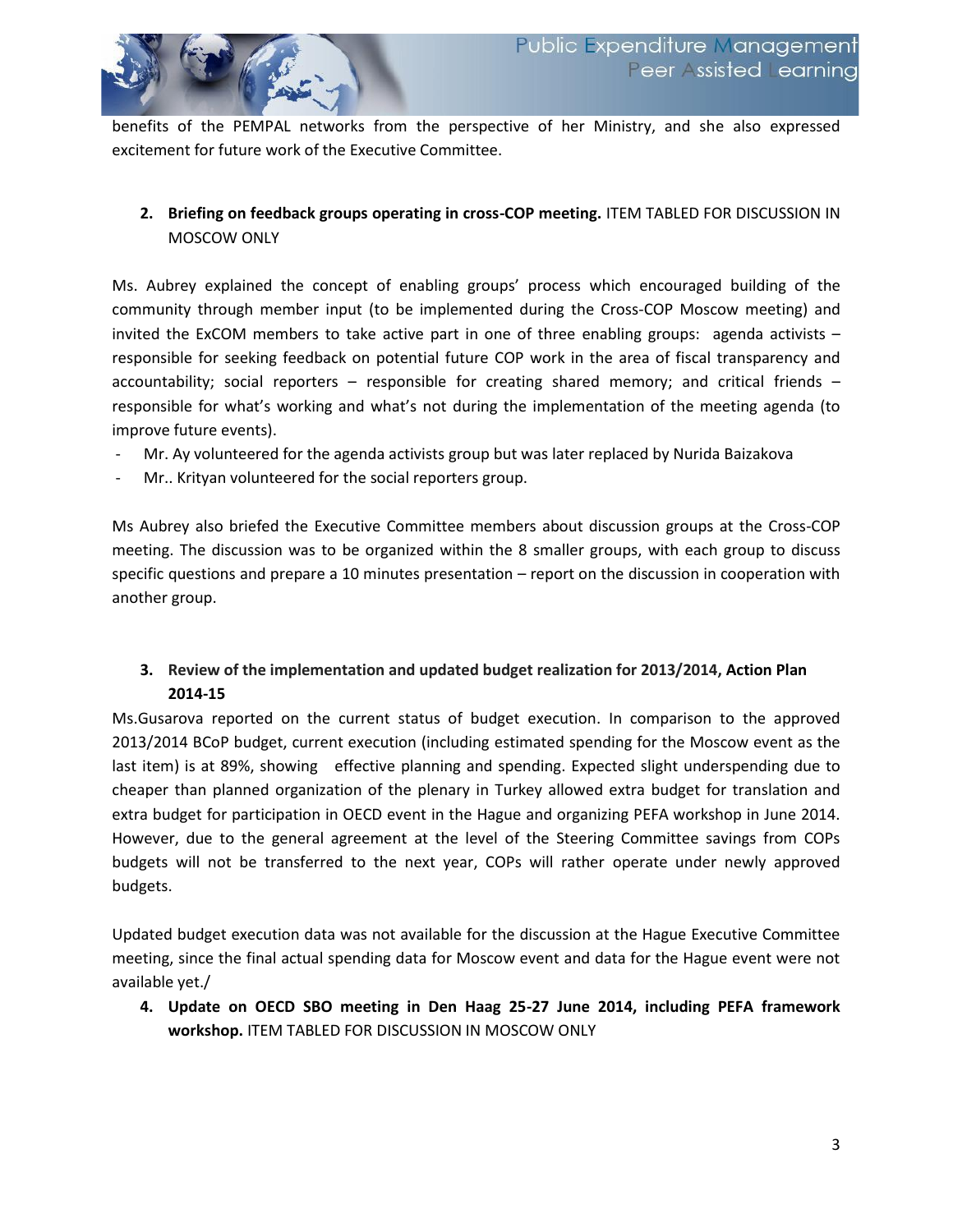benefits of the PEMPAL networks from the perspective of her Ministry, and she also expressed excitement for future work of the Executive Committee.

2. **Briefing on feedback groups operating in cross-COP meeting.** ITEM TABLED FOR DISCUSSION IN MOSCOW ONLY

Ms. Aubrey explained the concept of enabling groups' process which encouraged building of the community through member input (to be implemented during the Cross-COP Moscow meeting) and invited the ExCOM members to take active part in one of three enabling groups: agenda activists – responsible for seeking feedback on potential future COP work in the area of fiscal transparency and accountability; social reporters – responsible for creating shared memory; and critical friends – responsible for what's working and what's not during the implementation of the meeting agenda (to improve future events).

- Mr. Ay volunteered for the agenda activists group but was later replaced by Nurida Baizakova
- Mr.. Krityan volunteered for the social reporters group.

Ms Aubrey also briefed the Executive Committee members about discussion groups at the Cross-COP meeting. The discussion was to be organized within the 8 smaller groups, with each group to discuss specific questions and prepare a 10 minutes presentation – report on the discussion in cooperation with another group.

3. **Review of the implementation and updated budget realization for 2013/2014, Action Plan 2014-15**

Ms.Gusarova reported on the current status of budget execution. In comparison to the approved 2013/2014 BCoP budget, current execution (including estimated spending for the Moscow event as the last item) is at 89%, showing effective planning and spending. Expected slight underspending due to cheaper than planned organization of the plenary in Turkey allowed extra budget for translation and extra budget for participation in OECD event in the Hague and organizing PEFA workshop in June 2014. However, due to the general agreement at the level of the Steering Committee savings from COPs budgets will not be transferred to the next year, COPs will rather operate under newly approved budgets.

Updated budget execution data was not available for the discussion at the Hague Executive Committee meeting, since the final actual spending data for Moscow event and data for the Hague event were not available yet./

4. **Update on OECD SBO meeting in Den Haag 25-27 June 2014, including PEFA framework workshop.** ITEM TABLED FOR DISCUSSION IN MOSCOW ONLY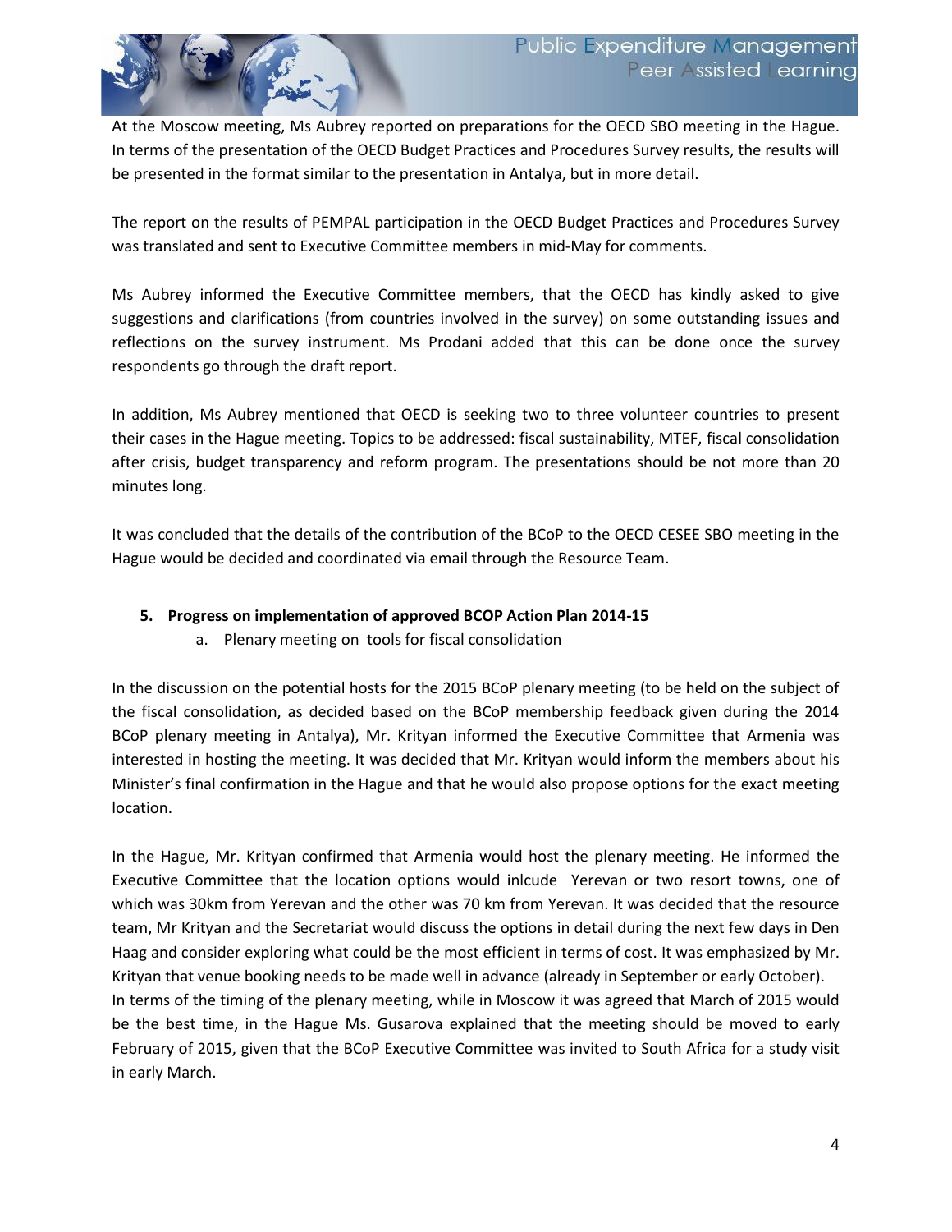At the Moscow meeting, Ms Aubrey reported on preparations for the OECD SBO meeting in the Hague. In terms of the presentation of the OECD Budget Practices and Procedures Survey results, the results will be presented in the format similar to the presentation in Antalya, but in more detail.

The report on the results of PEMPAL participation in the OECD Budget Practices and Procedures Survey was translated and sent to Executive Committee members in mid-May for comments.

Ms Aubrey informed the Executive Committee members, that the OECD has kindly asked to give suggestions and clarifications (from countries involved in the survey) on some outstanding issues and reflections on the survey instrument. Ms Prodani added that this can be done once the survey respondents go through the draft report.

In addition, Ms Aubrey mentioned that OECD is seeking two to three volunteer countries to present their cases in the Hague meeting. Topics to be addressed: fiscal sustainability, MTEF, fiscal consolidation after crisis, budget transparency and reform program. The presentations should be not more than 20 minutes long.

It was concluded that the details of the contribution of the BCoP to the OECD CESEE SBO meeting in the Hague would be decided and coordinated via email through the Resource Team.

5. **Progress on implementation of approved BCOP Action Plan 2014-15**
   a. Plenary meeting on tools for fiscal consolidation

In the discussion on the potential hosts for the 2015 BCoP plenary meeting (to be held on the subject of the fiscal consolidation, as decided based on the BCoP membership feedback given during the 2014 BCoP plenary meeting in Antalya), Mr. Krityan informed the Executive Committee that Armenia was interested in hosting the meeting. It was decided that Mr. Krityan would inform the members about his Minister's final confirmation in the Hague and that he would also propose options for the exact meeting location.

In the Hague, Mr. Krityan confirmed that Armenia would host the plenary meeting. He informed the Executive Committee that the location options would inlcude Yerevan or two resort towns, one of which was 30km from Yerevan and the other was 70 km from Yerevan. It was decided that the resource team, Mr Krityan and the Secretariat would discuss the options in detail during the next few days in Den Haag and consider exploring what could be the most efficient in terms of cost. It was emphasized by Mr. Krityan that venue booking needs to be made well in advance (already in September or early October).

In terms of the timing of the plenary meeting, while in Moscow it was agreed that March of 2015 would be the best time, in the Hague Ms. Gusarova explained that the meeting should be moved to early February of 2015, given that the BCoP Executive Committee was invited to South Africa for a study visit in early March.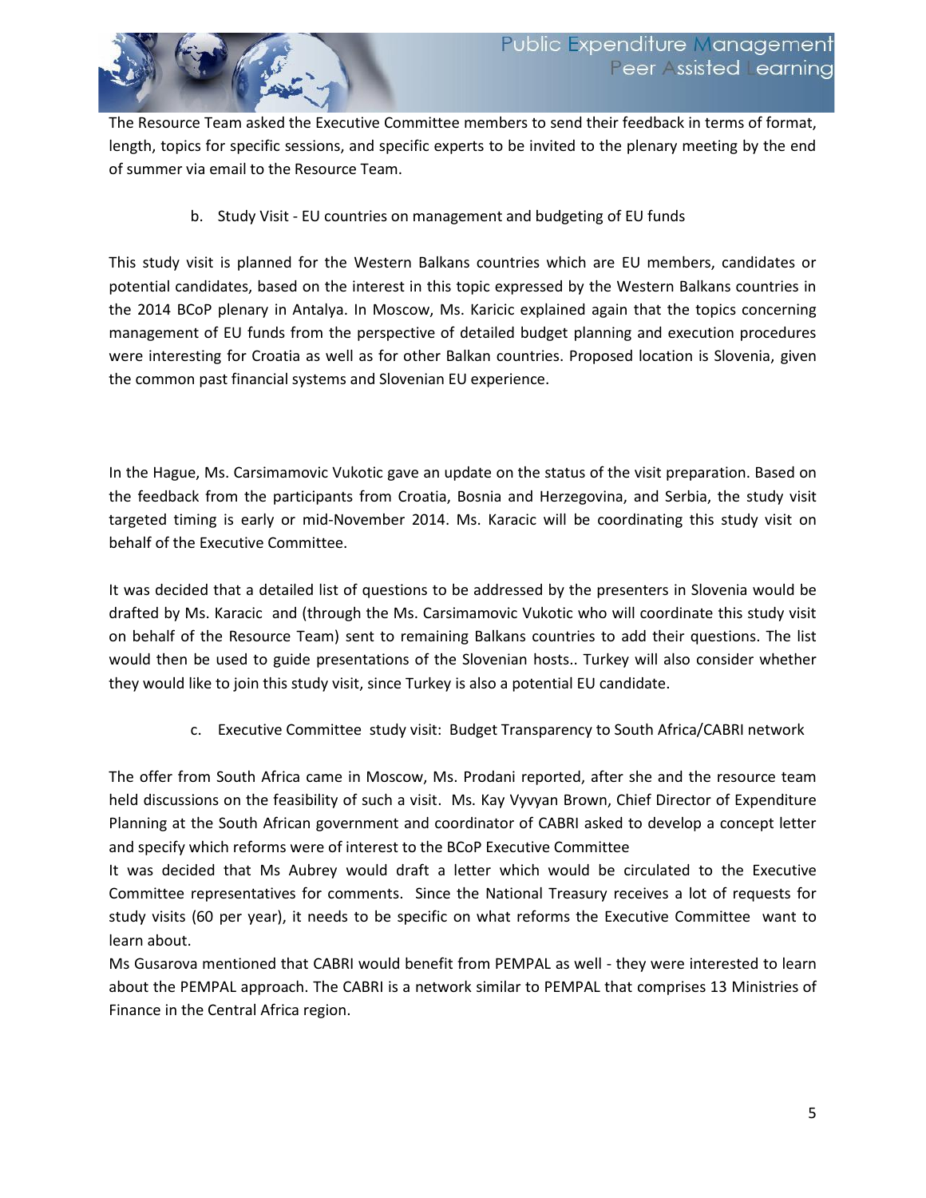The Resource Team asked the Executive Committee members to send their feedback in terms of format, length, topics for specific sessions, and specific experts to be invited to the plenary meeting by the end of summer via email to the Resource Team.

b. Study Visit - EU countries on management and budgeting of EU funds

This study visit is planned for the Western Balkans countries which are EU members, candidates or potential candidates, based on the interest in this topic expressed by the Western Balkans countries in the 2014 BCoP plenary in Antalya. In Moscow, Ms. Karicic explained again that the topics concerning management of EU funds from the perspective of detailed budget planning and execution procedures were interesting for Croatia as well as for other Balkan countries. Proposed location is Slovenia, given the common past financial systems and Slovenian EU experience.

In the Hague, Ms. Carsimamovic Vukotic gave an update on the status of the visit preparation. Based on the feedback from the participants from Croatia, Bosnia and Herzegovina, and Serbia, the study visit targeted timing is early or mid-November 2014. Ms. Karacic will be coordinating this study visit on behalf of the Executive Committee.

It was decided that a detailed list of questions to be addressed by the presenters in Slovenia would be drafted by Ms. Karacic and (through the Ms. Carsimamovic Vukotic who will coordinate this study visit on behalf of the Resource Team) sent to remaining Balkans countries to add their questions. The list would then be used to guide presentations of the Slovenian hosts.. Turkey will also consider whether they would like to join this study visit, since Turkey is also a potential EU candidate.

c. Executive Committee study visit: Budget Transparency to South Africa/CABRI network

The offer from South Africa came in Moscow, Ms. Prodani reported, after she and the resource team held discussions on the feasibility of such a visit. Ms. Kay Vyvyan Brown, Chief Director of Expenditure Planning at the South African government and coordinator of CABRI asked to develop a concept letter and specify which reforms were of interest to the BCoP Executive Committee

It was decided that Ms Aubrey would draft a letter which would be circulated to the Executive Committee representatives for comments. Since the National Treasury receives a lot of requests for study visits (60 per year), it needs to be specific on what reforms the Executive Committee want to learn about.

Ms Gusarova mentioned that CABRI would benefit from PEMPAL as well - they were interested to learn about the PEMPAL approach. The CABRI is a network similar to PEMPAL that comprises 13 Ministries of Finance in the Central Africa region.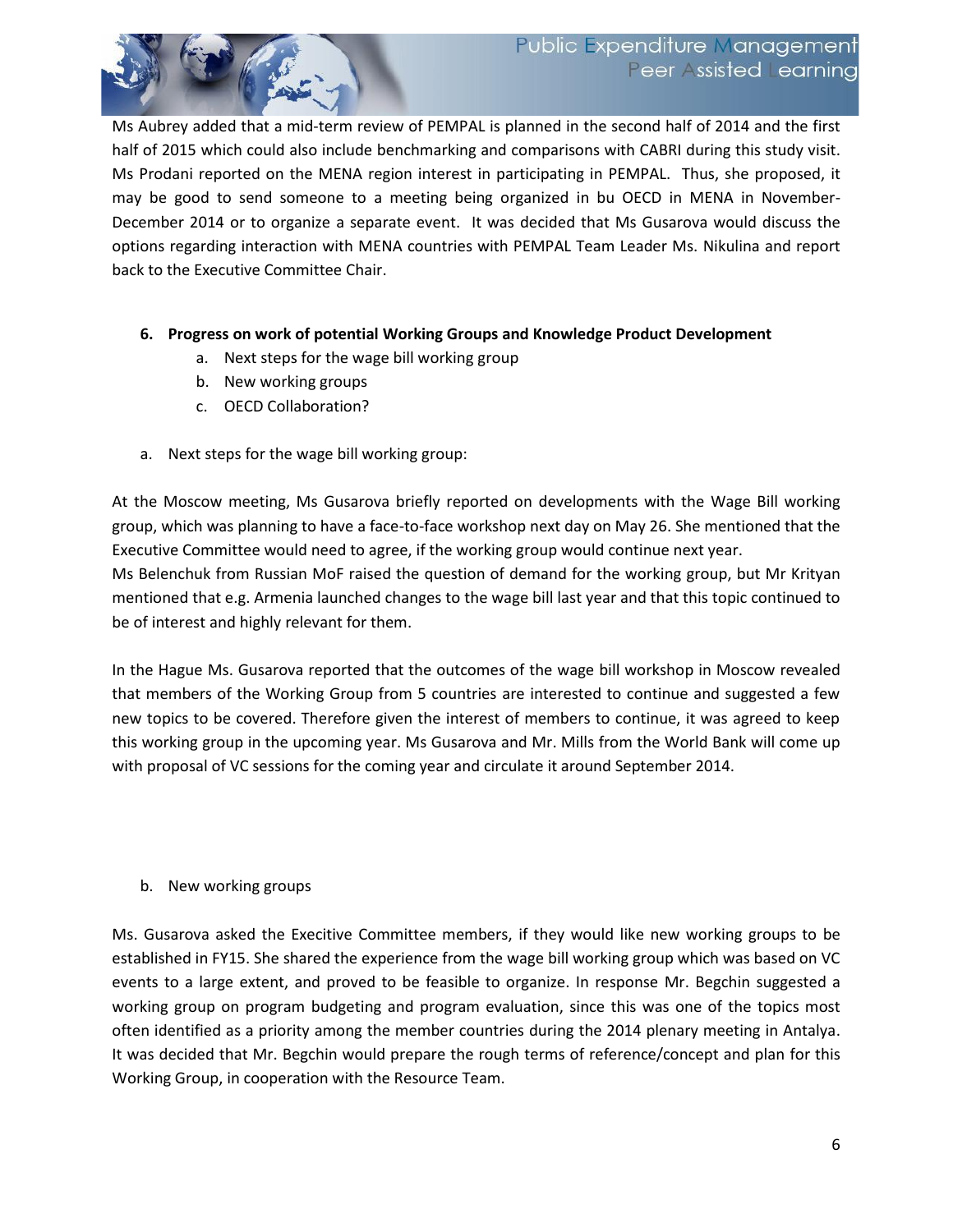Ms Aubrey added that a mid-term review of PEMPAL is planned in the second half of 2014 and the first half of 2015 which could also include benchmarking and comparisons with CABRI during this study visit. Ms Prodani reported on the MENA region interest in participating in PEMPAL. Thus, she proposed, it may be good to send someone to a meeting being organized in bu OECD in MENA in November-December 2014 or to organize a separate event. It was decided that Ms Gusarova would discuss the options regarding interaction with MENA countries with PEMPAL Team Leader Ms. Nikulina and report back to the Executive Committee Chair.

6. **Progress on work of potential Working Groups and Knowledge Product Development**
   a. Next steps for the wage bill working group
   b. New working groups
   c. OECD Collaboration?

a. Next steps for the wage bill working group:

At the Moscow meeting, Ms Gusarova briefly reported on developments with the Wage Bill working group, which was planning to have a face-to-face workshop next day on May 26. She mentioned that the Executive Committee would need to agree, if the working group would continue next year.
Ms Belenchuk from Russian MoF raised the question of demand for the working group, but Mr Krityan mentioned that e.g. Armenia launched changes to the wage bill last year and that this topic continued to be of interest and highly relevant for them.

In the Hague Ms. Gusarova reported that the outcomes of the wage bill workshop in Moscow revealed that members of the Working Group from 5 countries are interested to continue and suggested a few new topics to be covered. Therefore given the interest of members to continue, it was agreed to keep this working group in the upcoming year. Ms Gusarova and Mr. Mills from the World Bank will come up with proposal of VC sessions for the coming year and circulate it around September 2014.

b. New working groups

Ms. Gusarova asked the Execitive Committee members, if they would like new working groups to be established in FY15. She shared the experience from the wage bill working group which was based on VC events to a large extent, and proved to be feasible to organize. In response Mr. Begchin suggested a working group on program budgeting and program evaluation, since this was one of the topics most often identified as a priority among the member countries during the 2014 plenary meeting in Antalya. It was decided that Mr. Begchin would prepare the rough terms of reference/concept and plan for this Working Group, in cooperation with the Resource Team.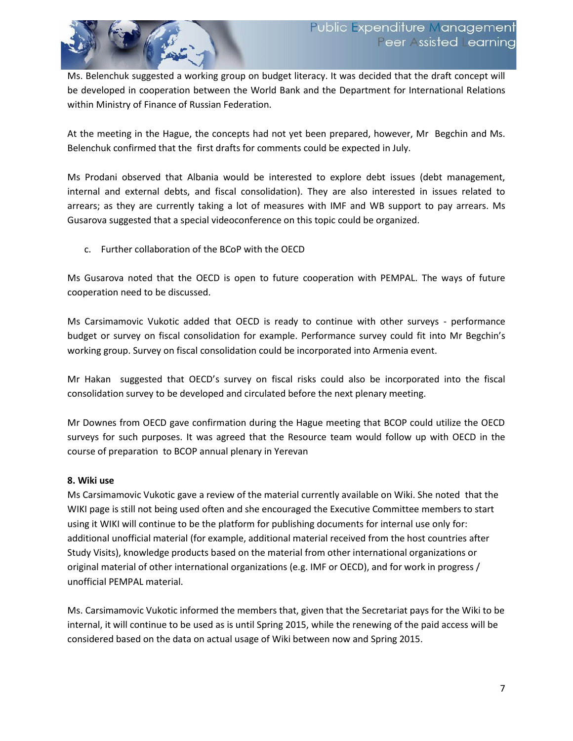Ms. Belenchuk suggested a working group on budget literacy. It was decided that the draft concept will be developed in cooperation between the World Bank and the Department for International Relations within Ministry of Finance of Russian Federation.

At the meeting in the Hague, the concepts had not yet been prepared, however, Mr Begchin and Ms. Belenchuk confirmed that the first drafts for comments could be expected in July.

Ms Prodani observed that Albania would be interested to explore debt issues (debt management, internal and external debts, and fiscal consolidation). They are also interested in issues related to arrears; as they are currently taking a lot of measures with IMF and WB support to pay arrears. Ms Gusarova suggested that a special videoconference on this topic could be organized.

c. Further collaboration of the BCoP with the OECD

Ms Gusarova noted that the OECD is open to future cooperation with PEMPAL. The ways of future cooperation need to be discussed.

Ms Carsimamovic Vukotic added that OECD is ready to continue with other surveys - performance budget or survey on fiscal consolidation for example. Performance survey could fit into Mr Begchin's working group. Survey on fiscal consolidation could be incorporated into Armenia event.

Mr Hakan suggested that OECD's survey on fiscal risks could also be incorporated into the fiscal consolidation survey to be developed and circulated before the next plenary meeting.

Mr Downes from OECD gave confirmation during the Hague meeting that BCOP could utilize the OECD surveys for such purposes. It was agreed that the Resource team would follow up with OECD in the course of preparation to BCOP annual plenary in Yerevan

**8. Wiki use**

Ms Carsimamovic Vukotic gave a review of the material currently available on Wiki. She noted that the WIKI page is still not being used often and she encouraged the Executive Committee members to start using it WIKI will continue to be the platform for publishing documents for internal use only for: additional unofficial material (for example, additional material received from the host countries after Study Visits), knowledge products based on the material from other international organizations or original material of other international organizations (e.g. IMF or OECD), and for work in progress / unofficial PEMPAL material.

Ms. Carsimamovic Vukotic informed the members that, given that the Secretariat pays for the Wiki to be internal, it will continue to be used as is until Spring 2015, while the renewing of the paid access will be considered based on the data on actual usage of Wiki between now and Spring 2015.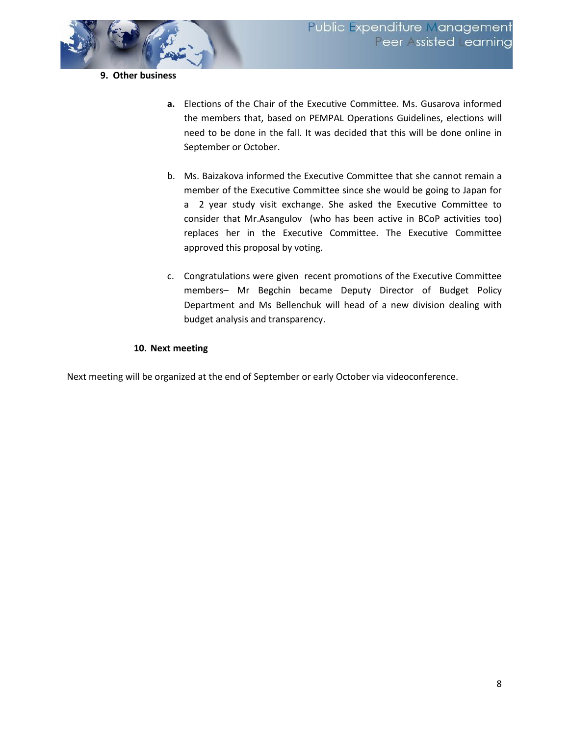## 9. Other business

a. Elections of the Chair of the Executive Committee. Ms. Gusarova informed the members that, based on PEMPAL Operations Guidelines, elections will need to be done in the fall. It was decided that this will be done online in September or October.

b. Ms. Baizakova informed the Executive Committee that she cannot remain a member of the Executive Committee since she would be going to Japan for a 2 year study visit exchange. She asked the Executive Committee to consider that Mr.Asangulov (who has been active in BCoP activities too) replaces her in the Executive Committee. The Executive Committee approved this proposal by voting.

c. Congratulations were given recent promotions of the Executive Committee members– Mr Begchin became Deputy Director of Budget Policy Department and Ms Bellenchuk will head of a new division dealing with budget analysis and transparency.

## 10. Next meeting

Next meeting will be organized at the end of September or early October via videoconference.